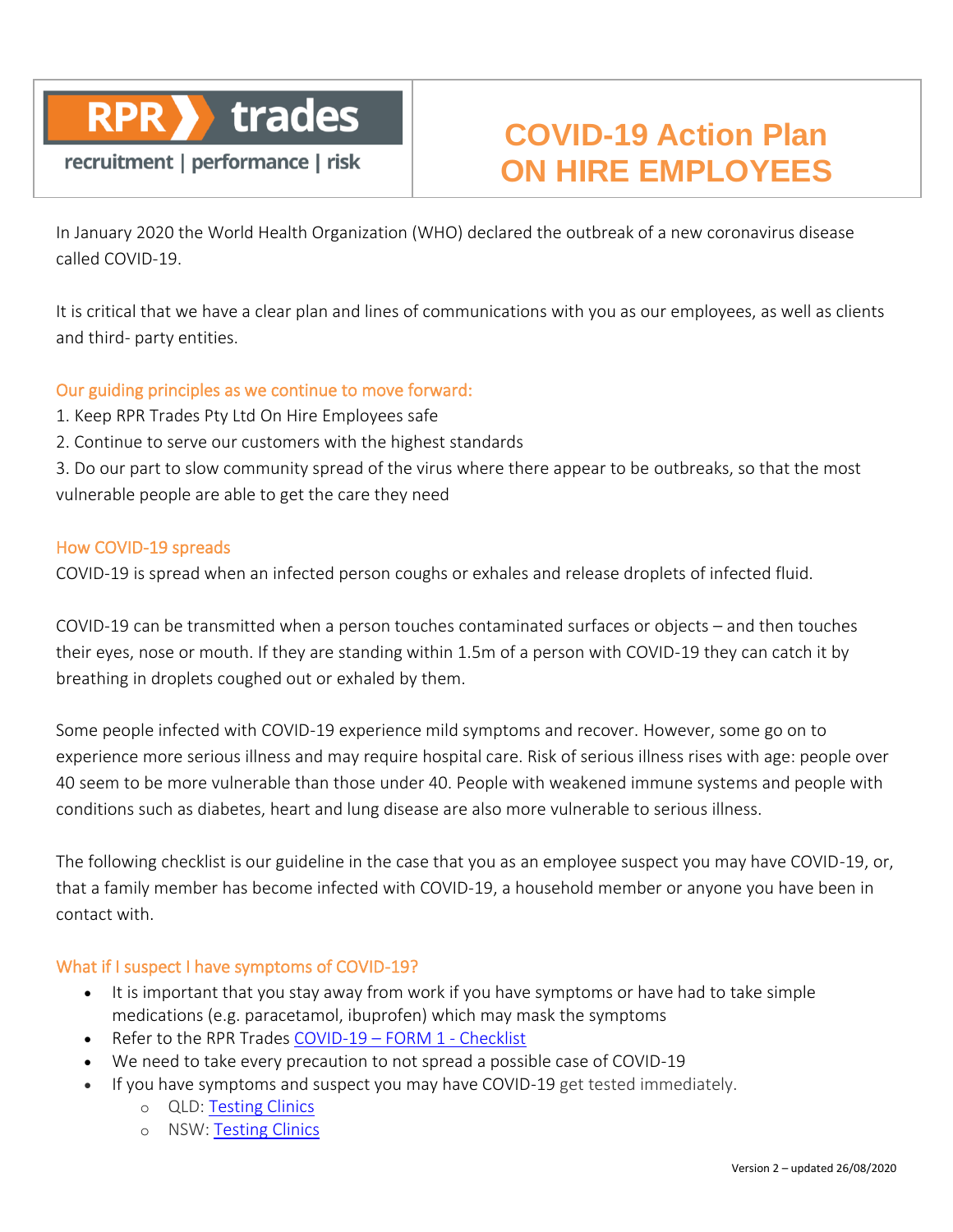RPR trades

recruitment | performance | risk

# COVID-19 Action Plan ON HIRE EMPLOYEES

In January 2020 the World Health Organization (WHO) declared the outbreak of a new coronavirus disease called COVID-19.

It is critical that we have a clear plan and lines of communications with you as our employees, as well as clients and third- party entities.

## Our guiding principles as we continue to move forward:

1. Keep RPR Trades Pty Ltd On Hire Employees safe
2. Continue to serve our customers with the highest standards
3. Do our part to slow community spread of the virus where there appear to be outbreaks, so that the most vulnerable people are able to get the care they need

## How COVID-19 spreads

COVID-19 is spread when an infected person coughs or exhales and release droplets of infected fluid.

COVID-19 can be transmitted when a person touches contaminated surfaces or objects – and then touches their eyes, nose or mouth. If they are standing within 1.5m of a person with COVID-19 they can catch it by breathing in droplets coughed out or exhaled by them.

Some people infected with COVID-19 experience mild symptoms and recover. However, some go on to experience more serious illness and may require hospital care. Risk of serious illness rises with age: people over 40 seem to be more vulnerable than those under 40. People with weakened immune systems and people with conditions such as diabetes, heart and lung disease are also more vulnerable to serious illness.

The following checklist is our guideline in the case that you as an employee suspect you may have COVID-19, or, that a family member has become infected with COVID-19, a household member or anyone you have been in contact with.

## What if I suspect I have symptoms of COVID-19?

- It is important that you stay away from work if you have symptoms or have had to take simple medications (e.g. paracetamol, ibuprofen) which may mask the symptoms
- Refer to the RPR Trades COVID-19 – FORM 1 - Checklist
- We need to take every precaution to not spread a possible case of COVID-19
- If you have symptoms and suspect you may have COVID-19 get tested immediately.
    - QLD: Testing Clinics
    - NSW: Testing Clinics

Version 2 – updated 26/08/2020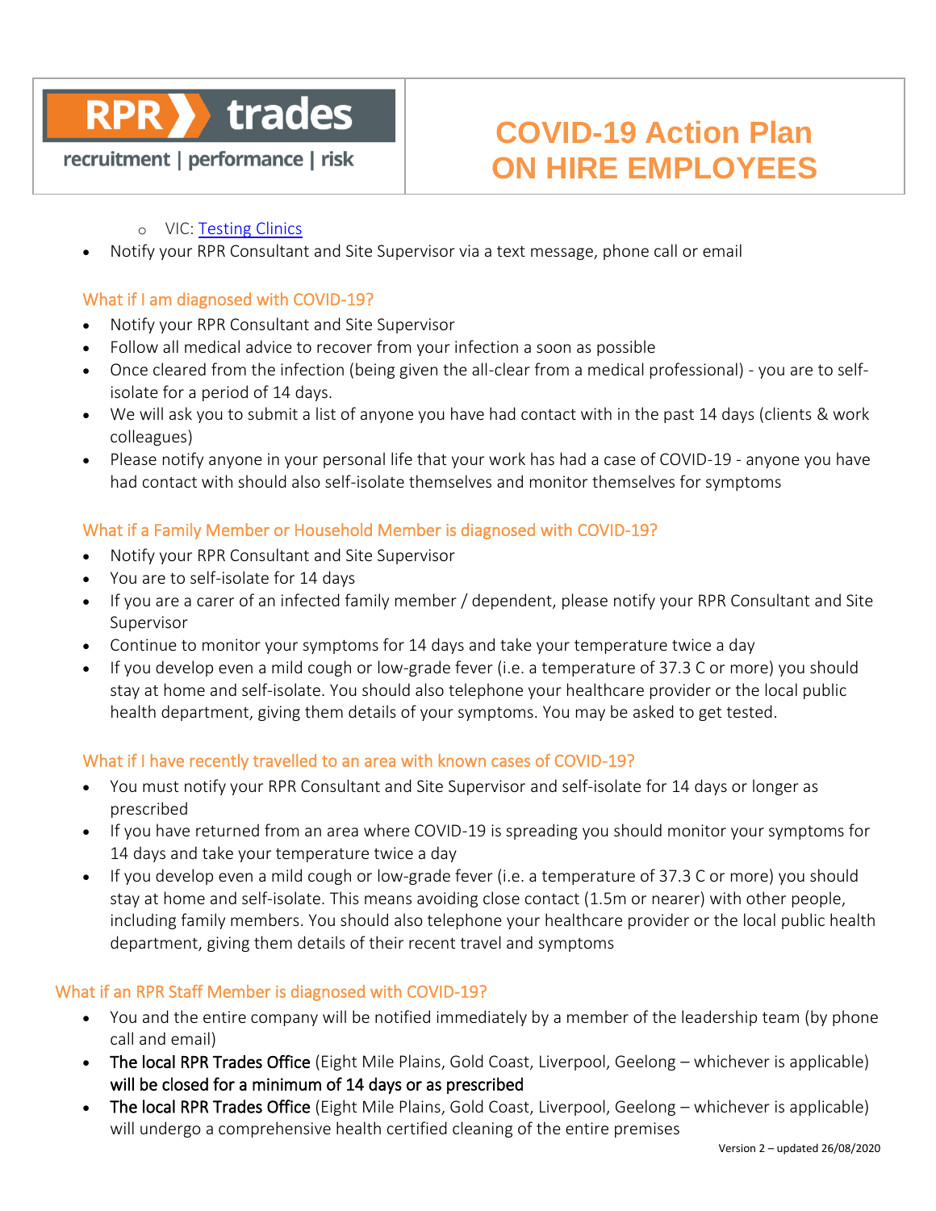- VIC: Testing Clinics

- Notify your RPR Consultant and Site Supervisor via a text message, phone call or email

## What if I am diagnosed with COVID-19?

- Notify your RPR Consultant and Site Supervisor
- Follow all medical advice to recover from your infection a soon as possible
- Once cleared from the infection (being given the all-clear from a medical professional) - you are to self-isolate for a period of 14 days.
- We will ask you to submit a list of anyone you have had contact with in the past 14 days (clients & work colleagues)
- Please notify anyone in your personal life that your work has had a case of COVID-19 - anyone you have had contact with should also self-isolate themselves and monitor themselves for symptoms

## What if a Family Member or Household Member is diagnosed with COVID-19?

- Notify your RPR Consultant and Site Supervisor
- You are to self-isolate for 14 days
- If you are a carer of an infected family member / dependent, please notify your RPR Consultant and Site Supervisor
- Continue to monitor your symptoms for 14 days and take your temperature twice a day
- If you develop even a mild cough or low-grade fever (i.e. a temperature of 37.3 C or more) you should stay at home and self-isolate. You should also telephone your healthcare provider or the local public health department, giving them details of your symptoms. You may be asked to get tested.

## What if I have recently travelled to an area with known cases of COVID-19?

- You must notify your RPR Consultant and Site Supervisor and self-isolate for 14 days or longer as prescribed
- If you have returned from an area where COVID-19 is spreading you should monitor your symptoms for 14 days and take your temperature twice a day
- If you develop even a mild cough or low-grade fever (i.e. a temperature of 37.3 C or more) you should stay at home and self-isolate. This means avoiding close contact (1.5m or nearer) with other people, including family members. You should also telephone your healthcare provider or the local public health department, giving them details of their recent travel and symptoms

## What if an RPR Staff Member is diagnosed with COVID-19?

- You and the entire company will be notified immediately by a member of the leadership team (by phone call and email)
- **The local RPR Trades Office** (Eight Mile Plains, Gold Coast, Liverpool, Geelong – whichever is applicable) **will be closed for a minimum of 14 days or as prescribed**
- **The local RPR Trades Office** (Eight Mile Plains, Gold Coast, Liverpool, Geelong – whichever is applicable) will undergo a comprehensive health certified cleaning of the entire premises

Version 2 – updated 26/08/2020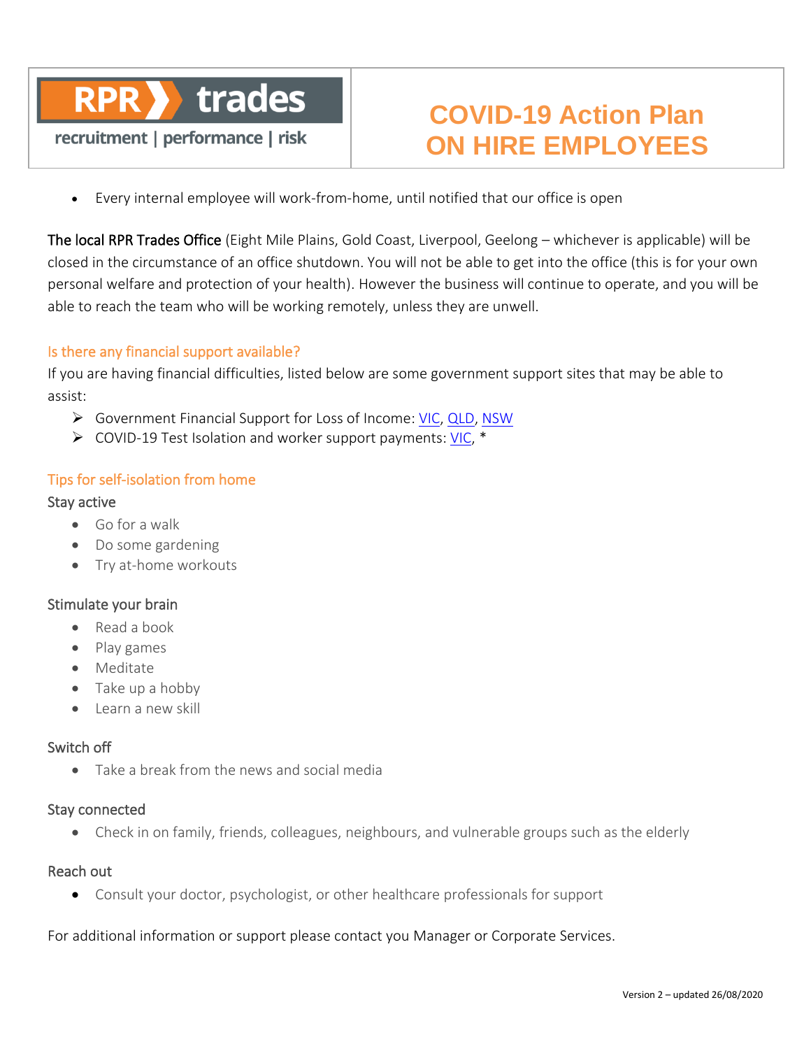- Every internal employee will work-from-home, until notified that our office is open

**The local RPR Trades Office** (Eight Mile Plains, Gold Coast, Liverpool, Geelong – whichever is applicable) will be closed in the circumstance of an office shutdown. You will not be able to get into the office (this is for your own personal welfare and protection of your health). However the business will continue to operate, and you will be able to reach the team who will be working remotely, unless they are unwell.

### Is there any financial support available?

If you are having financial difficulties, listed below are some government support sites that may be able to assist:

- Government Financial Support for Loss of Income: VIC, QLD, NSW
- COVID-19 Test Isolation and worker support payments: VIC, *

### Tips for self-isolation from home

#### Stay active

- Go for a walk
- Do some gardening
- Try at-home workouts

#### Stimulate your brain

- Read a book
- Play games
- Meditate
- Take up a hobby
- Learn a new skill

#### Switch off

- Take a break from the news and social media

#### Stay connected

- Check in on family, friends, colleagues, neighbours, and vulnerable groups such as the elderly

#### Reach out

- Consult your doctor, psychologist, or other healthcare professionals for support

For additional information or support please contact you Manager or Corporate Services.